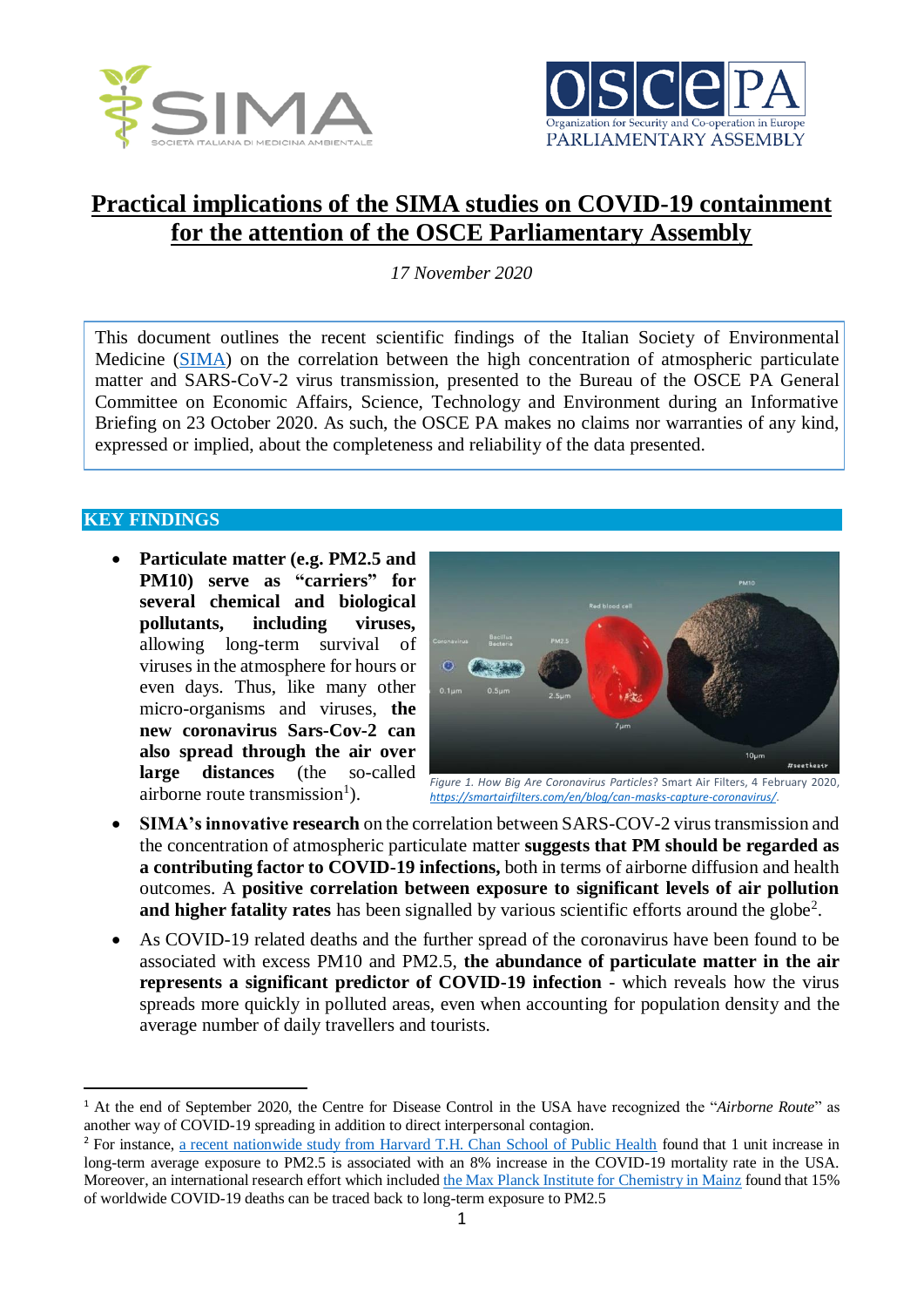# Practical implications of the SIMA studies on COVID-19 containment for the attention of the OSCE Parliamentary Assembly

*17 November 2020*

This document outlines the recent scientific findings of the Italian Society of Environmental Medicine (SIMA) on the correlation between the high concentration of atmospheric particulate matter and SARS-CoV-2 virus transmission, presented to the Bureau of the OSCE PA General Committee on Economic Affairs, Science, Technology and Environment during an Informative Briefing on 23 October 2020. As such, the OSCE PA makes no claims nor warranties of any kind, expressed or implied, about the completeness and reliability of the data presented.

## KEY FINDINGS

- **Particulate matter (e.g. PM2.5 and PM10) serve as "carriers" for several chemical and biological pollutants, including viruses,** allowing long-term survival of viruses in the atmosphere for hours or even days. Thus, like many other micro-organisms and viruses, **the new coronavirus Sars-Cov-2 can also spread through the air over large distances** (the so-called airborne route transmission[1]).

*Figure 1. How Big Are Coronavirus Particles? Smart Air Filters, 4 February 2020, https://smartairfilters.com/en/blog/can-masks-capture-coronavirus/.*

- **SIMA's innovative research** on the correlation between SARS-COV-2 virus transmission and the concentration of atmospheric particulate matter **suggests that PM should be regarded as a contributing factor to COVID-19 infections,** both in terms of airborne diffusion and health outcomes. A **positive correlation between exposure to significant levels of air pollution and higher fatality rates** has been signalled by various scientific efforts around the globe[2].
- As COVID-19 related deaths and the further spread of the coronavirus have been found to be associated with excess PM10 and PM2.5, **the abundance of particulate matter in the air represents a significant predictor of COVID-19 infection** - which reveals how the virus spreads more quickly in polluted areas, even when accounting for population density and the average number of daily travellers and tourists.

---

[1] At the end of September 2020, the Centre for Disease Control in the USA have recognized the "*Airborne Route*" as another way of COVID-19 spreading in addition to direct interpersonal contagion.

[2] For instance, a recent nationwide study from Harvard T.H. Chan School of Public Health found that 1 unit increase in long-term average exposure to PM2.5 is associated with an 8% increase in the COVID-19 mortality rate in the USA. Moreover, an international research effort which included the Max Planck Institute for Chemistry in Mainz found that 15% of worldwide COVID-19 deaths can be traced back to long-term exposure to PM2.5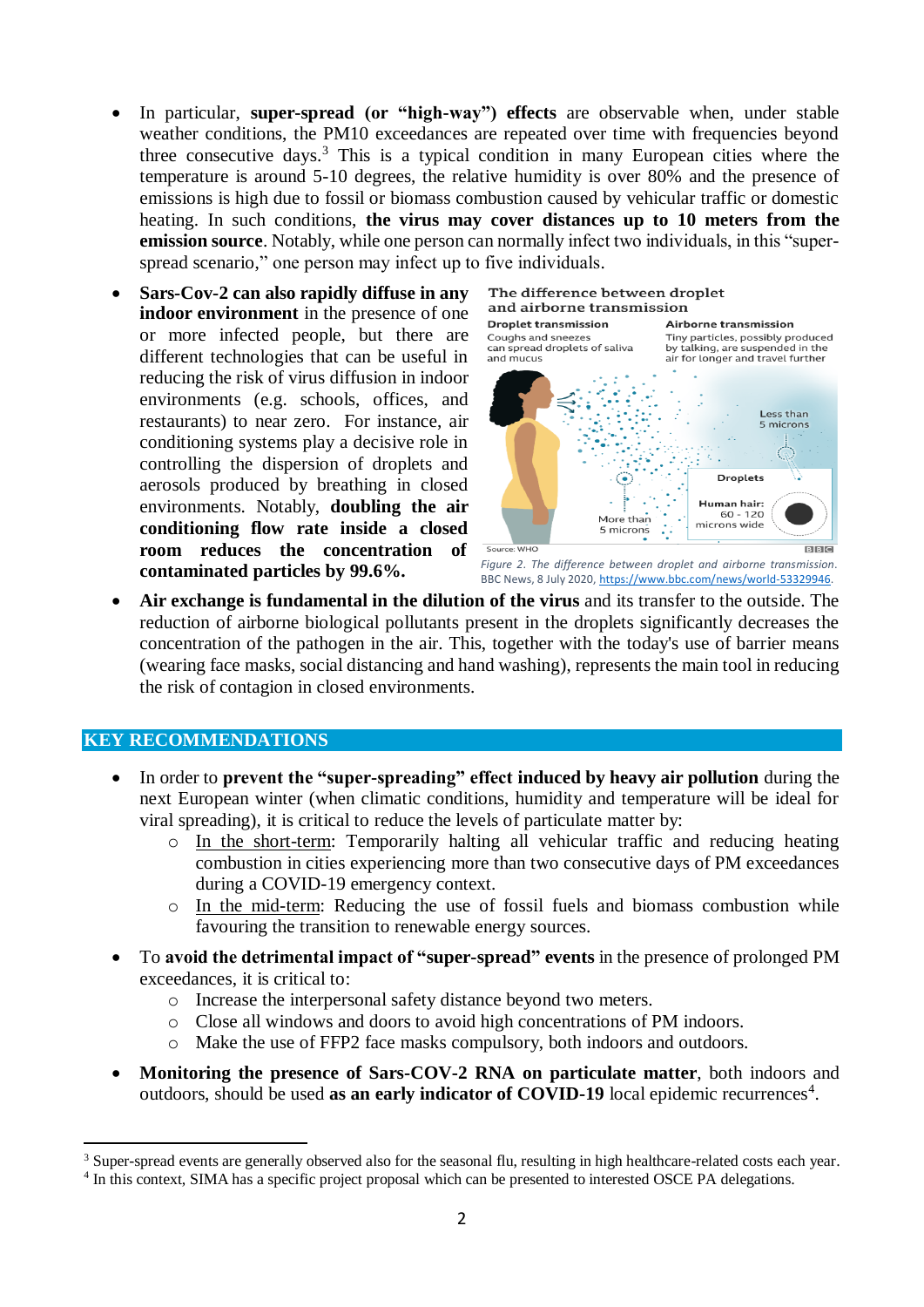- In particular, **super-spread (or "high-way") effects** are observable when, under stable weather conditions, the PM10 exceedances are repeated over time with frequencies beyond three consecutive days.[3] This is a typical condition in many European cities where the temperature is around 5-10 degrees, the relative humidity is over 80% and the presence of emissions is high due to fossil or biomass combustion caused by vehicular traffic or domestic heating. In such conditions, **the virus may cover distances up to 10 meters from the emission source**. Notably, while one person can normally infect two individuals, in this "super-spread scenario," one person may infect up to five individuals.

- **Sars-Cov-2 can also rapidly diffuse in any indoor environment** in the presence of one or more infected people, but there are different technologies that can be useful in reducing the risk of virus diffusion in indoor environments (e.g. schools, offices, and restaurants) to near zero. For instance, air conditioning systems play a decisive role in controlling the dispersion of droplets and aerosols produced by breathing in closed environments. Notably, **doubling the air conditioning flow rate inside a closed room reduces the concentration of contaminated particles by 99.6%.**

*Figure 2. The difference between droplet and airborne transmission.* BBC News, 8 July 2020, https://www.bbc.com/news/world-53329946.

- **Air exchange is fundamental in the dilution of the virus** and its transfer to the outside. The reduction of airborne biological pollutants present in the droplets significantly decreases the concentration of the pathogen in the air. This, together with the today's use of barrier means (wearing face masks, social distancing and hand washing), represents the main tool in reducing the risk of contagion in closed environments.

## KEY RECOMMENDATIONS

- In order to **prevent the "super-spreading" effect induced by heavy air pollution** during the next European winter (when climatic conditions, humidity and temperature will be ideal for viral spreading), it is critical to reduce the levels of particulate matter by:
  - In the short-term: Temporarily halting all vehicular traffic and reducing heating combustion in cities experiencing more than two consecutive days of PM exceedances during a COVID-19 emergency context.
  - In the mid-term: Reducing the use of fossil fuels and biomass combustion while favouring the transition to renewable energy sources.

- To **avoid the detrimental impact of "super-spread" events** in the presence of prolonged PM exceedances, it is critical to:
  - Increase the interpersonal safety distance beyond two meters.
  - Close all windows and doors to avoid high concentrations of PM indoors.
  - Make the use of FFP2 face masks compulsory, both indoors and outdoors.

- **Monitoring the presence of Sars-COV-2 RNA on particulate matter**, both indoors and outdoors, should be used **as an early indicator of COVID-19** local epidemic recurrences[4].

---

[3] Super-spread events are generally observed also for the seasonal flu, resulting in high healthcare-related costs each year.

[4] In this context, SIMA has a specific project proposal which can be presented to interested OSCE PA delegations.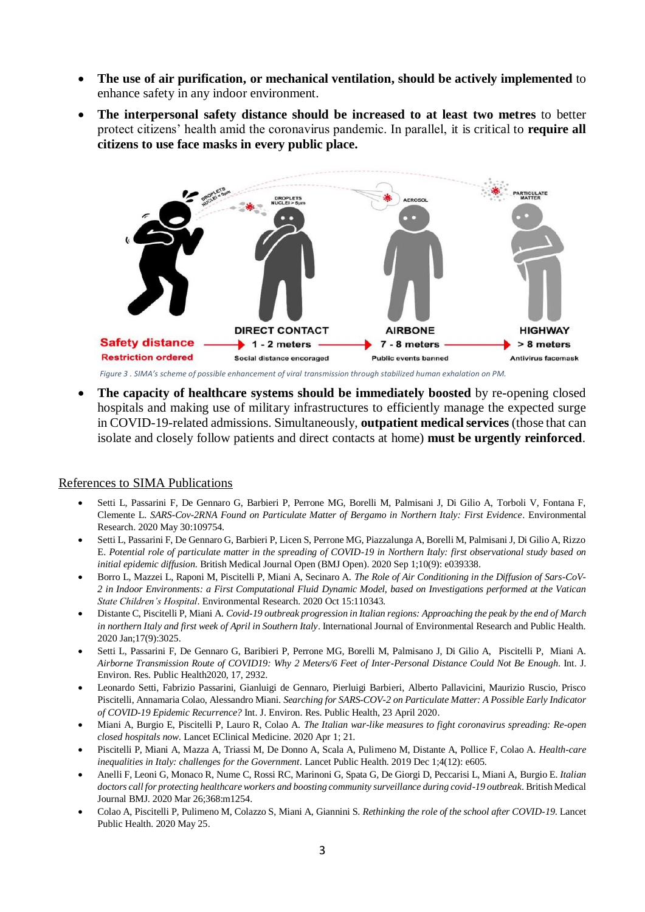- **The use of air purification, or mechanical ventilation, should be actively implemented** to enhance safety in any indoor environment.
- **The interpersonal safety distance should be increased to at least two metres** to better protect citizens' health amid the coronavirus pandemic. In parallel, it is critical to **require all citizens to use face masks in every public place.**

DROPLETS NUCLEI < 5μm
DROPLETS NUCLEI > 5μm
AEROSOL
PARTICULATE MATTER
Safety distance
Restriction ordered
DIRECT CONTACT
1 - 2 meters
Social distance encoraged
AIRBONE
7 - 8 meters
Public events banned
HIGHWAY
> 8 meters
Antivirus facemask

*Figure 3 . SIMA's scheme of possible enhancement of viral transmission through stabilized human exhalation on PM.*

- **The capacity of healthcare systems should be immediately boosted** by re-opening closed hospitals and making use of military infrastructures to efficiently manage the expected surge in COVID-19-related admissions. Simultaneously, **outpatient medical services** (those that can isolate and closely follow patients and direct contacts at home) **must be urgently reinforced**.

## References to SIMA Publications

- Setti L, Passarini F, De Gennaro G, Barbieri P, Perrone MG, Borelli M, Palmisani J, Di Gilio A, Torboli V, Fontana F, Clemente L. *SARS-Cov-2RNA Found on Particulate Matter of Bergamo in Northern Italy: First Evidence*. Environmental Research. 2020 May 30:109754.
- Setti L, Passarini F, De Gennaro G, Barbieri P, Licen S, Perrone MG, Piazzalunga A, Borelli M, Palmisani J, Di Gilio A, Rizzo E. *Potential role of particulate matter in the spreading of COVID-19 in Northern Italy: first observational study based on initial epidemic diffusion.* British Medical Journal Open (BMJ Open). 2020 Sep 1;10(9): e039338.
- Borro L, Mazzei L, Raponi M, Piscitelli P, Miani A, Secinaro A. *The Role of Air Conditioning in the Diffusion of Sars-CoV-2 in Indoor Environments: a First Computational Fluid Dynamic Model, based on Investigations performed at the Vatican State Children's Hospital*. Environmental Research. 2020 Oct 15:110343.
- Distante C, Piscitelli P, Miani A. *Covid-19 outbreak progression in Italian regions: Approaching the peak by the end of March in northern Italy and first week of April in Southern Italy*. International Journal of Environmental Research and Public Health. 2020 Jan;17(9):3025.
- Setti L, Passarini F, De Gennaro G, Baribieri P, Perrone MG, Borelli M, Palmisano J, Di Gilio A, Piscitelli P, Miani A. *Airborne Transmission Route of COVID19: Why 2 Meters/6 Feet of Inter-Personal Distance Could Not Be Enough*. Int. J. Environ. Res. Public Health2020, 17, 2932.
- Leonardo Setti, Fabrizio Passarini, Gianluigi de Gennaro, Pierluigi Barbieri, Alberto Pallavicini, Maurizio Ruscio, Prisco Piscitelli, Annamaria Colao, Alessandro Miani. *Searching for SARS-COV-2 on Particulate Matter: A Possible Early Indicator of COVID-19 Epidemic Recurrence?* Int. J. Environ. Res. Public Health, 23 April 2020.
- Miani A, Burgio E, Piscitelli P, Lauro R, Colao A. *The Italian war-like measures to fight coronavirus spreading: Re-open closed hospitals now*. Lancet EClinical Medicine. 2020 Apr 1; 21.
- Piscitelli P, Miani A, Mazza A, Triassi M, De Donno A, Scala A, Pulimeno M, Distante A, Pollice F, Colao A. *Health-care inequalities in Italy: challenges for the Government*. Lancet Public Health. 2019 Dec 1;4(12): e605.
- Anelli F, Leoni G, Monaco R, Nume C, Rossi RC, Marinoni G, Spata G, De Giorgi D, Peccarisi L, Miani A, Burgio E. *Italian doctors call for protecting healthcare workers and boosting community surveillance during covid-19 outbreak*. British Medical Journal BMJ. 2020 Mar 26;368:m1254.
- Colao A, Piscitelli P, Pulimeno M, Colazzo S, Miani A, Giannini S. *Rethinking the role of the school after COVID-19*. Lancet Public Health. 2020 May 25.